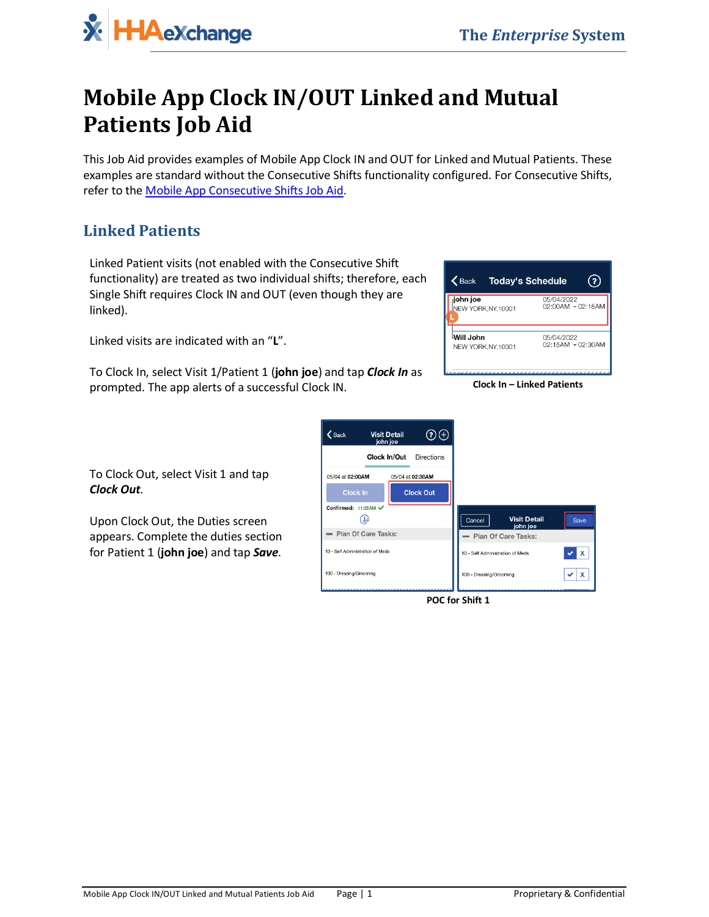# Mobile App Clock IN/OUT Linked and Mutual Patients Job Aid

This Job Aid provides examples of Mobile App Clock IN and OUT for Linked and Mutual Patients. These examples are standard without the Consecutive Shifts functionality configured. For Consecutive Shifts, refer to the Mobile App Consecutive Shifts Job Aid.

## Linked Patients

Linked Patient visits (not enabled with the Consecutive Shift functionality) are treated as two individual shifts; therefore, each Single Shift requires Clock IN and OUT (even though they are linked).

Linked visits are indicated with an "**L**".

To Clock In, select Visit 1/Patient 1 (**john joe**) and tap ***Clock In*** as prompted. The app alerts of a successful Clock IN.

**Clock In – Linked Patients**

To Clock Out, select Visit 1 and tap ***Clock Out***.

Upon Clock Out, the Duties screen appears. Complete the duties section for Patient 1 (**john joe**) and tap ***Save***.

**POC for Shift 1**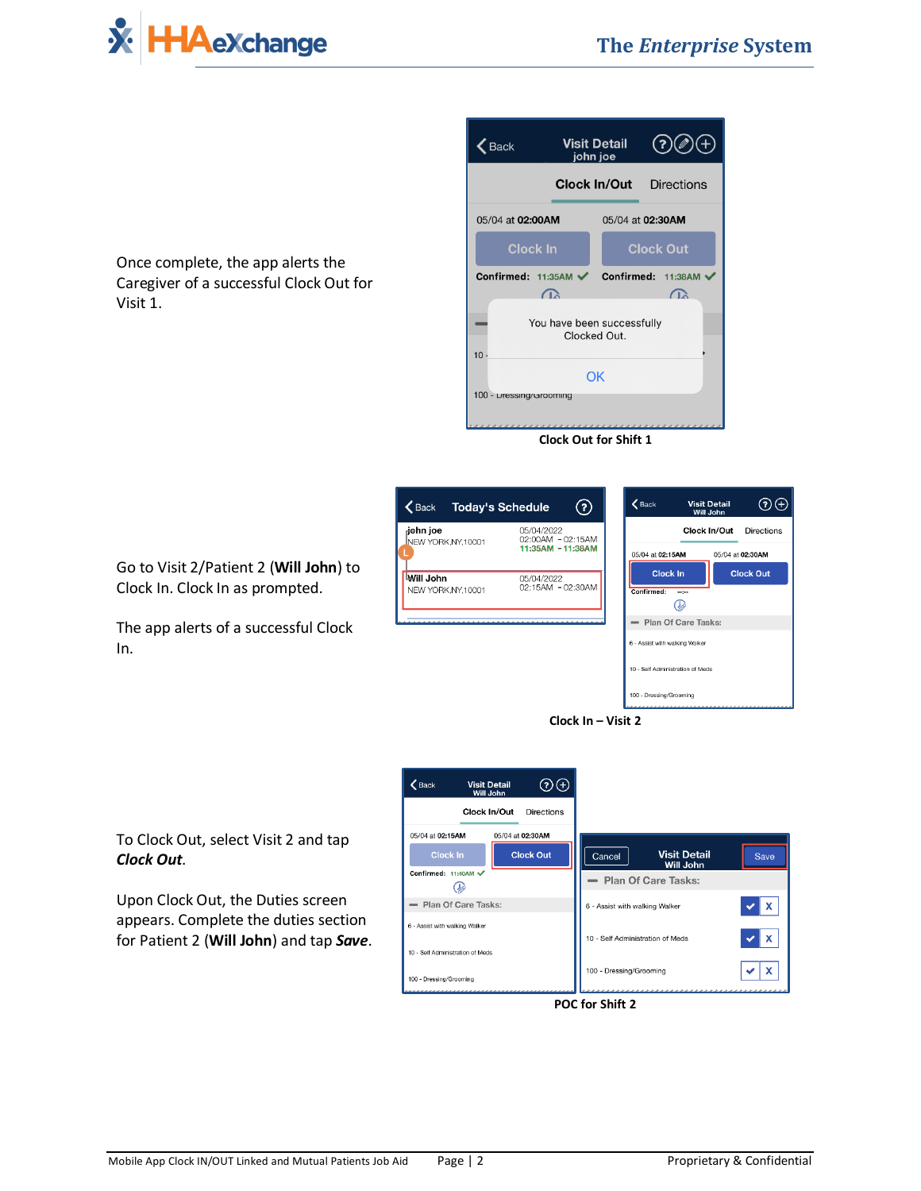Once complete, the app alerts the Caregiver of a successful Clock Out for Visit 1.

**Clock Out for Shift 1**

Go to Visit 2/Patient 2 (**Will John**) to Clock In. Clock In as prompted.

The app alerts of a successful Clock In.

**Clock In – Visit 2**

To Clock Out, select Visit 2 and tap ***Clock Out***.

Upon Clock Out, the Duties screen appears. Complete the duties section for Patient 2 (**Will John**) and tap ***Save***.

**POC for Shift 2**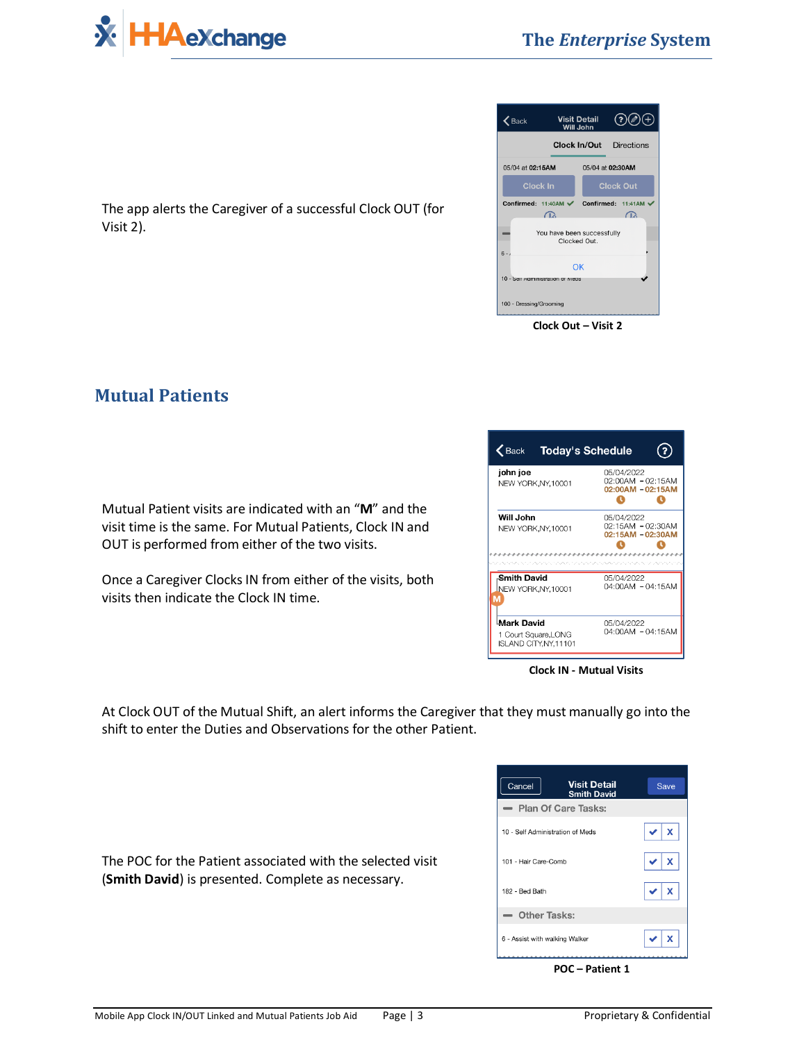The app alerts the Caregiver of a successful Clock OUT (for Visit 2).

Clock Out – Visit 2

## Mutual Patients

Mutual Patient visits are indicated with an "**M**" and the visit time is the same. For Mutual Patients, Clock IN and OUT is performed from either of the two visits.

Once a Caregiver Clocks IN from either of the visits, both visits then indicate the Clock IN time.

Clock IN - Mutual Visits

At Clock OUT of the Mutual Shift, an alert informs the Caregiver that they must manually go into the shift to enter the Duties and Observations for the other Patient.

The POC for the Patient associated with the selected visit (**Smith David**) is presented. Complete as necessary.

POC – Patient 1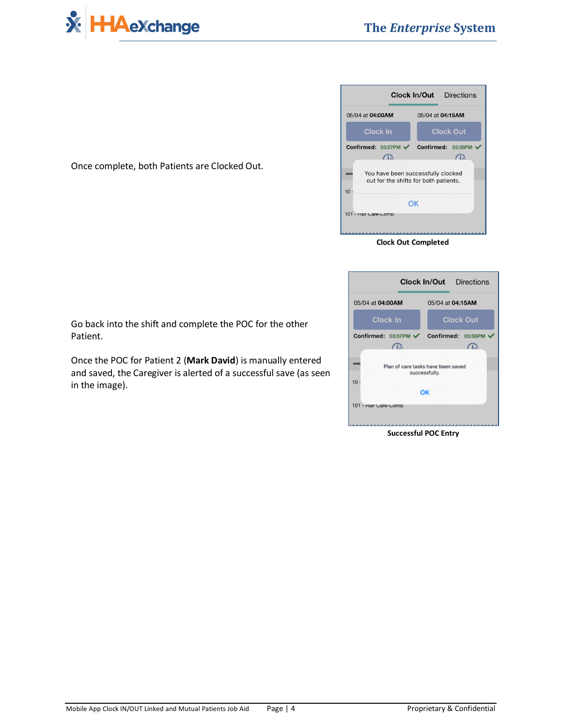Once complete, both Patients are Clocked Out.

Clock Out Completed

Go back into the shift and complete the POC for the other Patient.

Once the POC for Patient 2 (**Mark David**) is manually entered and saved, the Caregiver is alerted of a successful save (as seen in the image).

Successful POC Entry